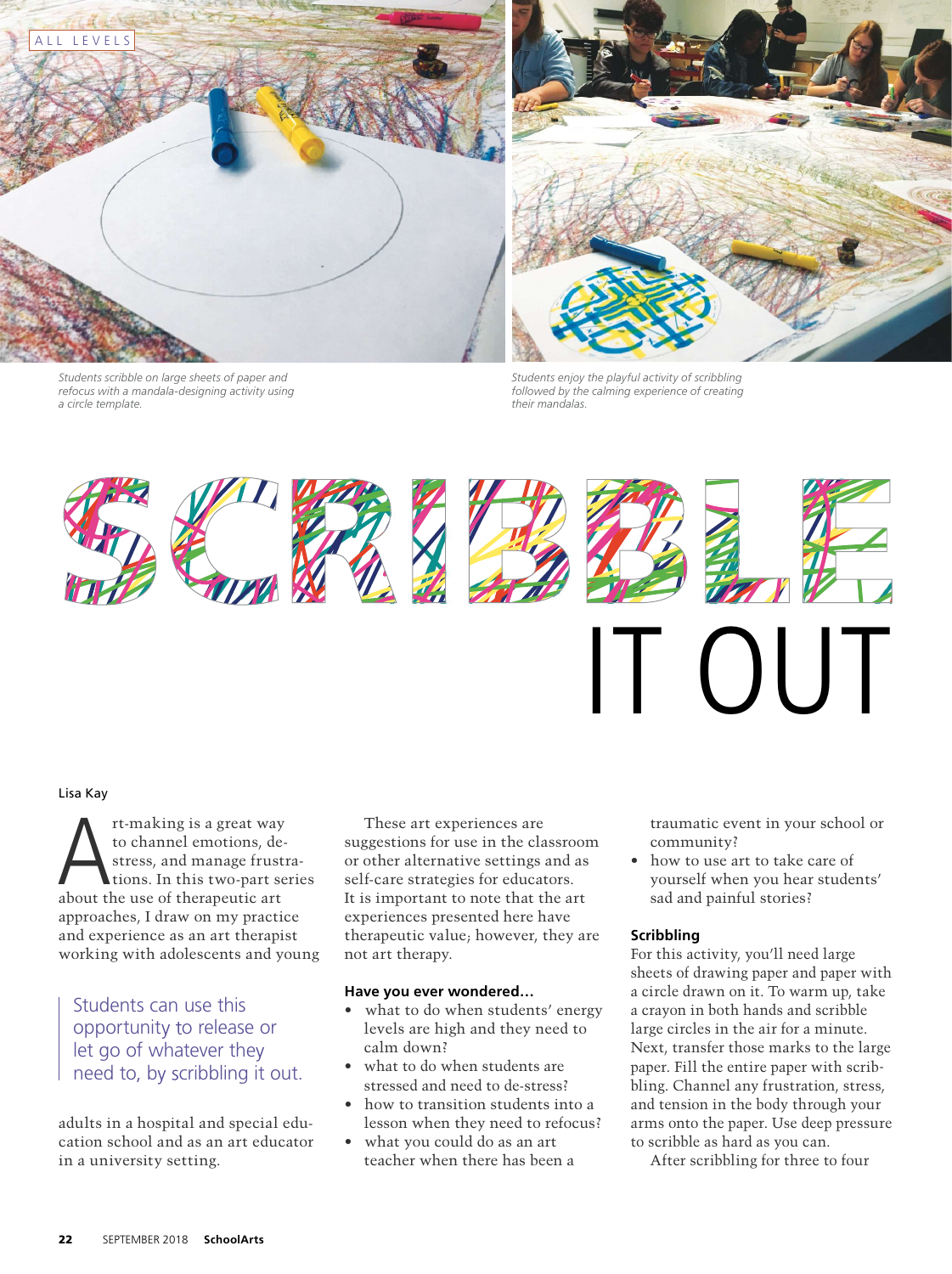ALL LEVELS

Students scribble on large sheets of paper and refocus with a mandala-designing activity using a circle template.

Students enjoy the playful activity of scribbling followed by the calming experience of creating their mandalas.

# SCRIBBLE IT OUT

Lisa Kay

Art-making is a great way to channel emotions, de-stress, and manage frustrations. In this two-part series about the use of therapeutic art approaches, I draw on my practice and experience as an art therapist working with adolescents and young adults in a hospital and special education school and as an art educator in a university setting.

> Students can use this opportunity to release or let go of whatever they need to, by scribbling it out.

These art experiences are suggestions for use in the classroom or other alternative settings and as self-care strategies for educators. It is important to note that the art experiences presented here have therapeutic value; however, they are not art therapy.

### Have you ever wondered…

- what to do when students' energy levels are high and they need to calm down?
- what to do when students are stressed and need to de-stress?
- how to transition students into a lesson when they need to refocus?
- what you could do as an art teacher when there has been a traumatic event in your school or community?
- how to use art to take care of yourself when you hear students' sad and painful stories?

### Scribbling

For this activity, you'll need large sheets of drawing paper and paper with a circle drawn on it. To warm up, take a crayon in both hands and scribble large circles in the air for a minute. Next, transfer those marks to the large paper. Fill the entire paper with scribbling. Channel any frustration, stress, and tension in the body through your arms onto the paper. Use deep pressure to scribble as hard as you can.

After scribbling for three to four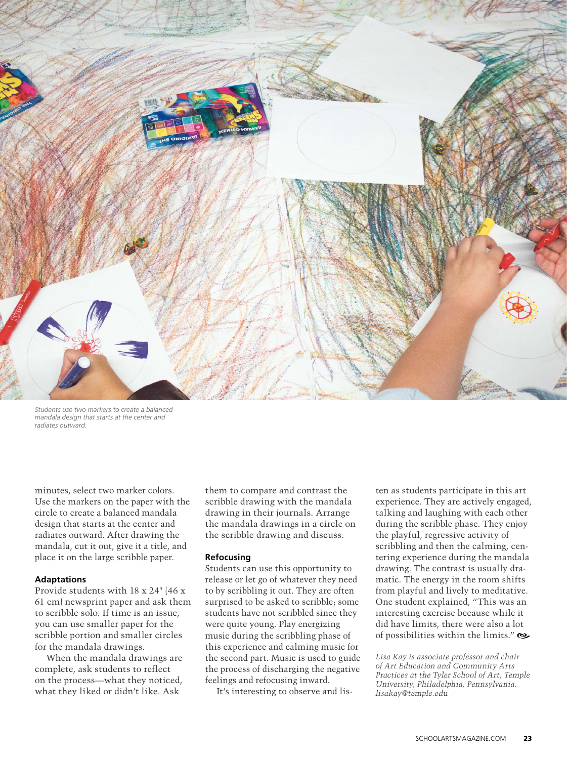Students use two markers to create a balanced mandala design that starts at the center and radiates outward.

minutes, select two marker colors. Use the markers on the paper with the circle to create a balanced mandala design that starts at the center and radiates outward. After drawing the mandala, cut it out, give it a title, and place it on the large scribble paper.

### Adaptations

Provide students with 18 x 24" (46 x 61 cm) newsprint paper and ask them to scribble solo. If time is an issue, you can use smaller paper for the scribble portion and smaller circles for the mandala drawings.

When the mandala drawings are complete, ask students to reflect on the process—what they noticed, what they liked or didn't like. Ask them to compare and contrast the scribble drawing with the mandala drawing in their journals. Arrange the mandala drawings in a circle on the scribble drawing and discuss.

### Refocusing

Students can use this opportunity to release or let go of whatever they need to by scribbling it out. They are often surprised to be asked to scribble; some students have not scribbled since they were quite young. Play energizing music during the scribbling phase of this experience and calming music for the second part. Music is used to guide the process of discharging the negative feelings and refocusing inward.

It's interesting to observe and listen as students participate in this art experience. They are actively engaged, talking and laughing with each other during the scribble phase. They enjoy the playful, regressive activity of scribbling and then the calming, centering experience during the mandala drawing. The contrast is usually dramatic. The energy in the room shifts from playful and lively to meditative. One student explained, "This was an interesting exercise because while it did have limits, there were also a lot of possibilities within the limits."

*Lisa Kay is associate professor and chair of Art Education and Community Arts Practices at the Tyler School of Art, Temple University, Philadelphia, Pennsylvania. lisakay@temple.edu*